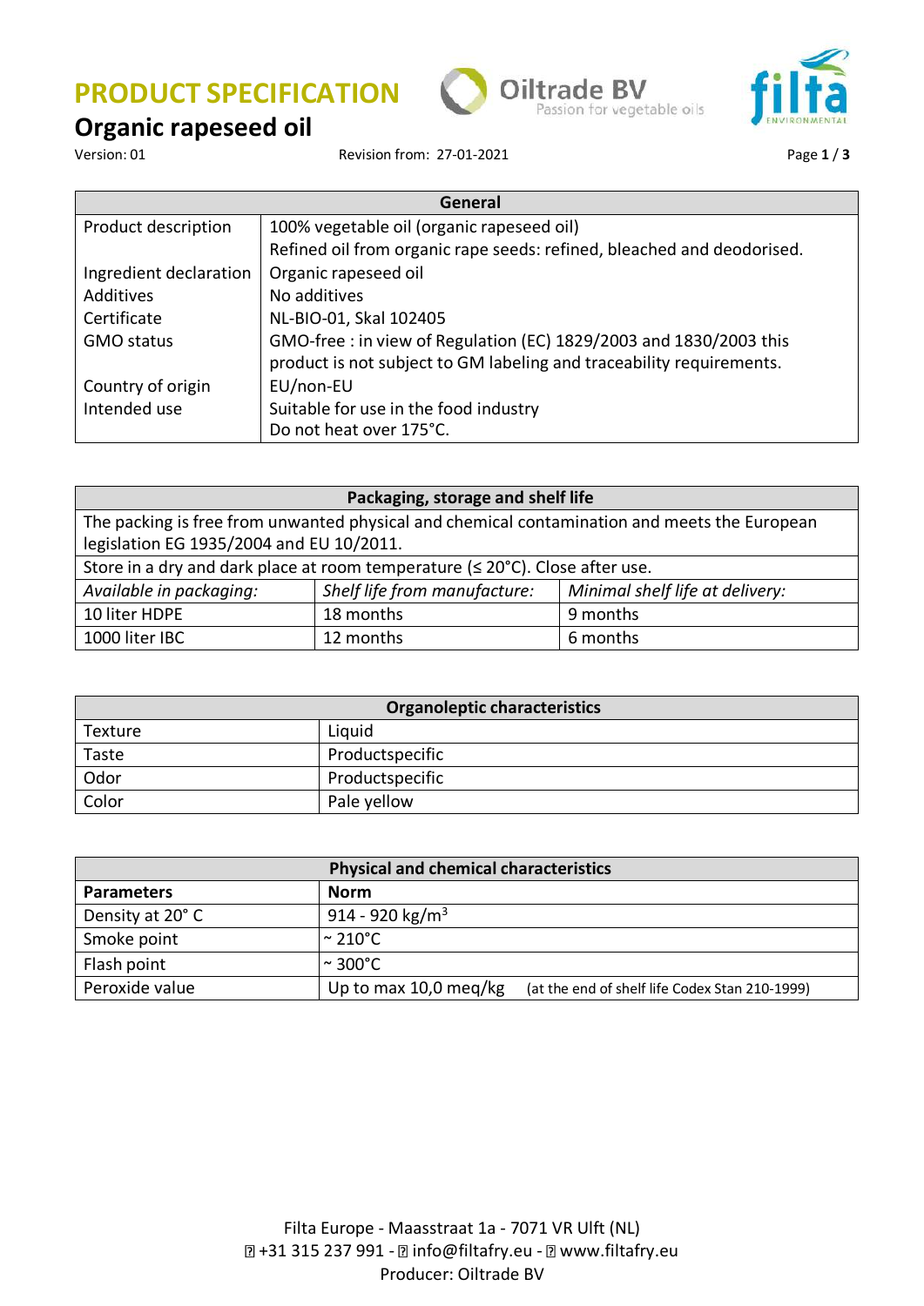# PRODUCT SPECIFICATION

## Organic rapeseed oil

Version: 01 Revision from: 27-01-2021

| General | |
|---|---|
| Product description | 100% vegetable oil (organic rapeseed oil)<br>Refined oil from organic rape seeds: refined, bleached and deodorised. |
| Ingredient declaration | Organic rapeseed oil |
| Additives | No additives |
| Certificate | NL-BIO-01, Skal 102405 |
| GMO status | GMO-free : in view of Regulation (EC) 1829/2003 and 1830/2003 this product is not subject to GM labeling and traceability requirements. |
| Country of origin | EU/non-EU |
| Intended use | Suitable for use in the food industry<br>Do not heat over 175°C. |

| Packaging, storage and shelf life | | |
|---|---|---|
| The packing is free from unwanted physical and chemical contamination and meets the European legislation EG 1935/2004 and EU 10/2011. | | |
| Store in a dry and dark place at room temperature (≤ 20°C). Close after use. | | |
| *Available in packaging:* | *Shelf life from manufacture:* | *Minimal shelf life at delivery:* |
| 10 liter HDPE | 18 months | 9 months |
| 1000 liter IBC | 12 months | 6 months |

| Organoleptic characteristics | |
|---|---|
| Texture | Liquid |
| Taste | Productspecific |
| Odor | Productspecific |
| Color | Pale yellow |

| Physical and chemical characteristics | |
|---|---|
| **Parameters** | **Norm** |
| Density at 20° C | 914 - 920 kg/m$^3$ |
| Smoke point | ~ 210°C |
| Flash point | ~ 300°C |
| Peroxide value | Up to max 10,0 meq/kg (at the end of shelf life Codex Stan 210-1999) |

Filta Europe - Maasstraat 1a - 7071 VR Ulft (NL)
+31 315 237 991 - info@filtafry.eu - www.filtafry.eu
Producer: Oiltrade BV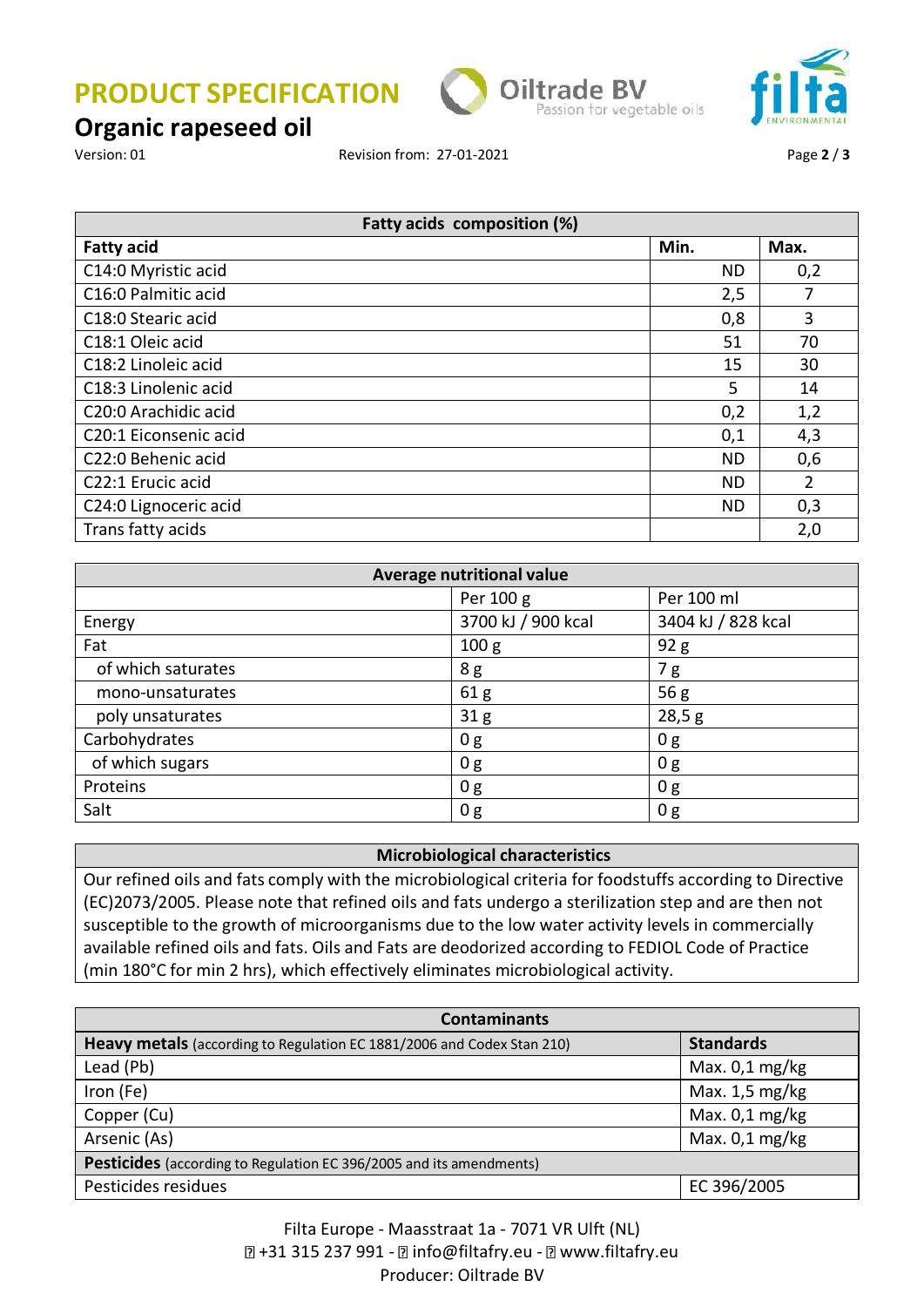# PRODUCT SPECIFICATION

## Organic rapeseed oil

Version: 01 Revision from: 27-01-2021

| Fatty acids composition (%) | | |
|---|---|---|
| **Fatty acid** | **Min.** | **Max.** |
| C14:0 Myristic acid | ND | 0,2 |
| C16:0 Palmitic acid | 2,5 | 7 |
| C18:0 Stearic acid | 0,8 | 3 |
| C18:1 Oleic acid | 51 | 70 |
| C18:2 Linoleic acid | 15 | 30 |
| C18:3 Linolenic acid | 5 | 14 |
| C20:0 Arachidic acid | 0,2 | 1,2 |
| C20:1 Eiconsenic acid | 0,1 | 4,3 |
| C22:0 Behenic acid | ND | 0,6 |
| C22:1 Erucic acid | ND | 2 |
| C24:0 Lignoceric acid | ND | 0,3 |
| Trans fatty acids | | 2,0 |

| Average nutritional value | | |
|---|---|---|
| | Per 100 g | Per 100 ml |
| Energy | 3700 kJ / 900 kcal | 3404 kJ / 828 kcal |
| Fat | 100 g | 92 g |
| of which saturates | 8 g | 7 g |
| mono-unsaturates | 61 g | 56 g |
| poly unsaturates | 31 g | 28,5 g |
| Carbohydrates | 0 g | 0 g |
| of which sugars | 0 g | 0 g |
| Proteins | 0 g | 0 g |
| Salt | 0 g | 0 g |

**Microbiological characteristics**

Our refined oils and fats comply with the microbiological criteria for foodstuffs according to Directive (EC)2073/2005. Please note that refined oils and fats undergo a sterilization step and are then not susceptible to the growth of microorganisms due to the low water activity levels in commercially available refined oils and fats. Oils and Fats are deodorized according to FEDIOL Code of Practice (min 180°C for min 2 hrs), which effectively eliminates microbiological activity.

| Contaminants | |
|---|---|
| **Heavy metals** (according to Regulation EC 1881/2006 and Codex Stan 210) | **Standards** |
| Lead (Pb) | Max. 0,1 mg/kg |
| Iron (Fe) | Max. 1,5 mg/kg |
| Copper (Cu) | Max. 0,1 mg/kg |
| Arsenic (As) | Max. 0,1 mg/kg |
| **Pesticides** (according to Regulation EC 396/2005 and its amendments) | |
| Pesticides residues | EC 396/2005 |

Filta Europe - Maasstraat 1a - 7071 VR Ulft (NL)
+31 315 237 991 - info@filtafry.eu - www.filtafry.eu
Producer: Oiltrade BV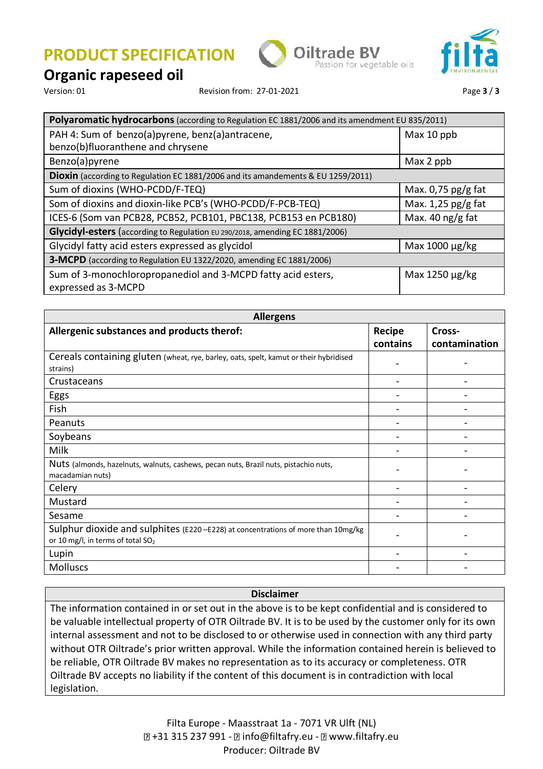# PRODUCT SPECIFICATION

## Organic rapeseed oil

Version: 01 Revision from: 27-01-2021

| | |
|---|---|
| **Polyaromatic hydrocarbons** (according to Regulation EC 1881/2006 and its amendment EU 835/2011) | |
| PAH 4: Sum of benzo(a)pyrene, benz(a)antracene, benzo(b)fluoranthene and chrysene | Max 10 ppb |
| Benzo(a)pyrene | Max 2 ppb |
| **Dioxin** (according to Regulation EC 1881/2006 and its amandements & EU 1259/2011) | |
| Sum of dioxins (WHO-PCDD/F-TEQ) | Max. 0,75 pg/g fat |
| Som of dioxins and dioxin-like PCB's (WHO-PCDD/F-PCB-TEQ) | Max. 1,25 pg/g fat |
| ICES-6 (Som van PCB28, PCB52, PCB101, PBC138, PCB153 en PCB180) | Max. 40 ng/g fat |
| **Glycidyl-esters** (according to Regulation EU 290/2018, amending EC 1881/2006) | |
| Glycidyl fatty acid esters expressed as glycidol | Max 1000 µg/kg |
| **3-MCPD** (according to Regulation EU 1322/2020, amending EC 1881/2006) | |
| Sum of 3-monochloropropanediol and 3-MCPD fatty acid esters, expressed as 3-MCPD | Max 1250 µg/kg |

| Allergens | | |
|---|---|---|
| **Allergenic substances and products therof:** | **Recipe contains** | **Cross-contamination** |
| Cereals containing gluten (wheat, rye, barley, oats, spelt, kamut or their hybridised strains) | - | - |
| Crustaceans | - | - |
| Eggs | - | - |
| Fish | - | - |
| Peanuts | - | - |
| Soybeans | - | - |
| Milk | - | - |
| Nuts (almonds, hazelnuts, walnuts, cashews, pecan nuts, Brazil nuts, pistachio nuts, macadamian nuts) | - | - |
| Celery | - | - |
| Mustard | - | - |
| Sesame | - | - |
| Sulphur dioxide and sulphites (E220 –E228) at concentrations of more than 10mg/kg or 10 mg/l, in terms of total $SO_2$ | - | - |
| Lupin | - | - |
| Molluscs | - | - |

| Disclaimer |
|---|
| The information contained in or set out in the above is to be kept confidential and is considered to be valuable intellectual property of OTR Oiltrade BV. It is to be used by the customer only for its own internal assessment and not to be disclosed to or otherwise used in connection with any third party without OTR Oiltrade's prior written approval. While the information contained herein is believed to be reliable, OTR Oiltrade BV makes no representation as to its accuracy or completeness. OTR Oiltrade BV accepts no liability if the content of this document is in contradiction with local legislation. |

Filta Europe - Maasstraat 1a - 7071 VR Ulft (NL)
+31 315 237 991 - info@filtafry.eu - www.filtafry.eu
Producer: Oiltrade BV